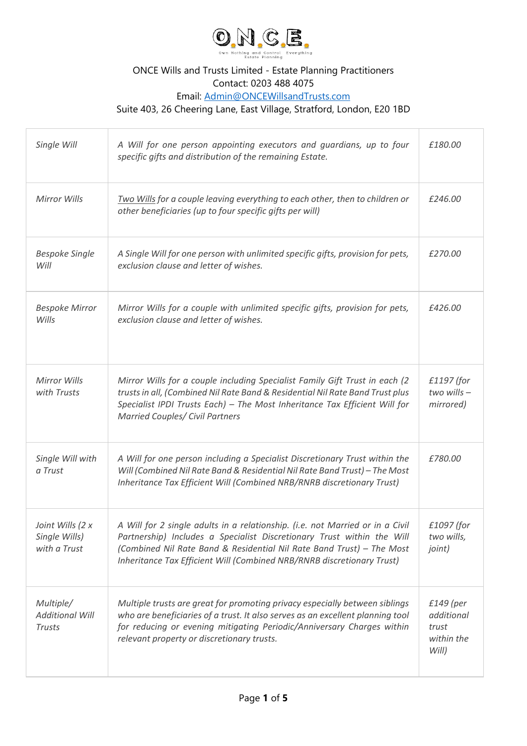**O.N.C.E.**
Own Nothing and Control Everything
Estate Planning

ONCE Wills and Trusts Limited - Estate Planning Practitioners
Contact: 0203 488 4075
Email: Admin@ONCEWillsandTrusts.com
Suite 403, 26 Cheering Lane, East Village, Stratford, London, E20 1BD

| | | |
|---|---|---|
| *Single Will* | *A Will for one person appointing executors and guardians, up to four specific gifts and distribution of the remaining Estate.* | *£180.00* |
| *Mirror Wills* | *Two Wills for a couple leaving everything to each other, then to children or other beneficiaries (up to four specific gifts per will)* | *£246.00* |
| *Bespoke Single Will* | *A Single Will for one person with unlimited specific gifts, provision for pets, exclusion clause and letter of wishes.* | *£270.00* |
| *Bespoke Mirror Wills* | *Mirror Wills for a couple with unlimited specific gifts, provision for pets, exclusion clause and letter of wishes.* | *£426.00* |
| *Mirror Wills with Trusts* | *Mirror Wills for a couple including Specialist Family Gift Trust in each (2 trusts in all, (Combined Nil Rate Band & Residential Nil Rate Band Trust plus Specialist IPDI Trusts Each) – The Most Inheritance Tax Efficient Will for Married Couples/ Civil Partners* | *£1197 (for two wills – mirrored)* |
| *Single Will with a Trust* | *A Will for one person including a Specialist Discretionary Trust within the Will (Combined Nil Rate Band & Residential Nil Rate Band Trust) – The Most Inheritance Tax Efficient Will (Combined NRB/RNRB discretionary Trust)* | *£780.00* |
| *Joint Wills (2 x Single Wills) with a Trust* | *A Will for 2 single adults in a relationship. (i.e. not Married or in a Civil Partnership) Includes a Specialist Discretionary Trust within the Will (Combined Nil Rate Band & Residential Nil Rate Band Trust) – The Most Inheritance Tax Efficient Will (Combined NRB/RNRB discretionary Trust)* | *£1097 (for two wills, joint)* |
| *Multiple/ Additional Will Trusts* | *Multiple trusts are great for promoting privacy especially between siblings who are beneficiaries of a trust. It also serves as an excellent planning tool for reducing or evening mitigating Periodic/Anniversary Charges within relevant property or discretionary trusts.* | *£149 (per additional trust within the Will)* |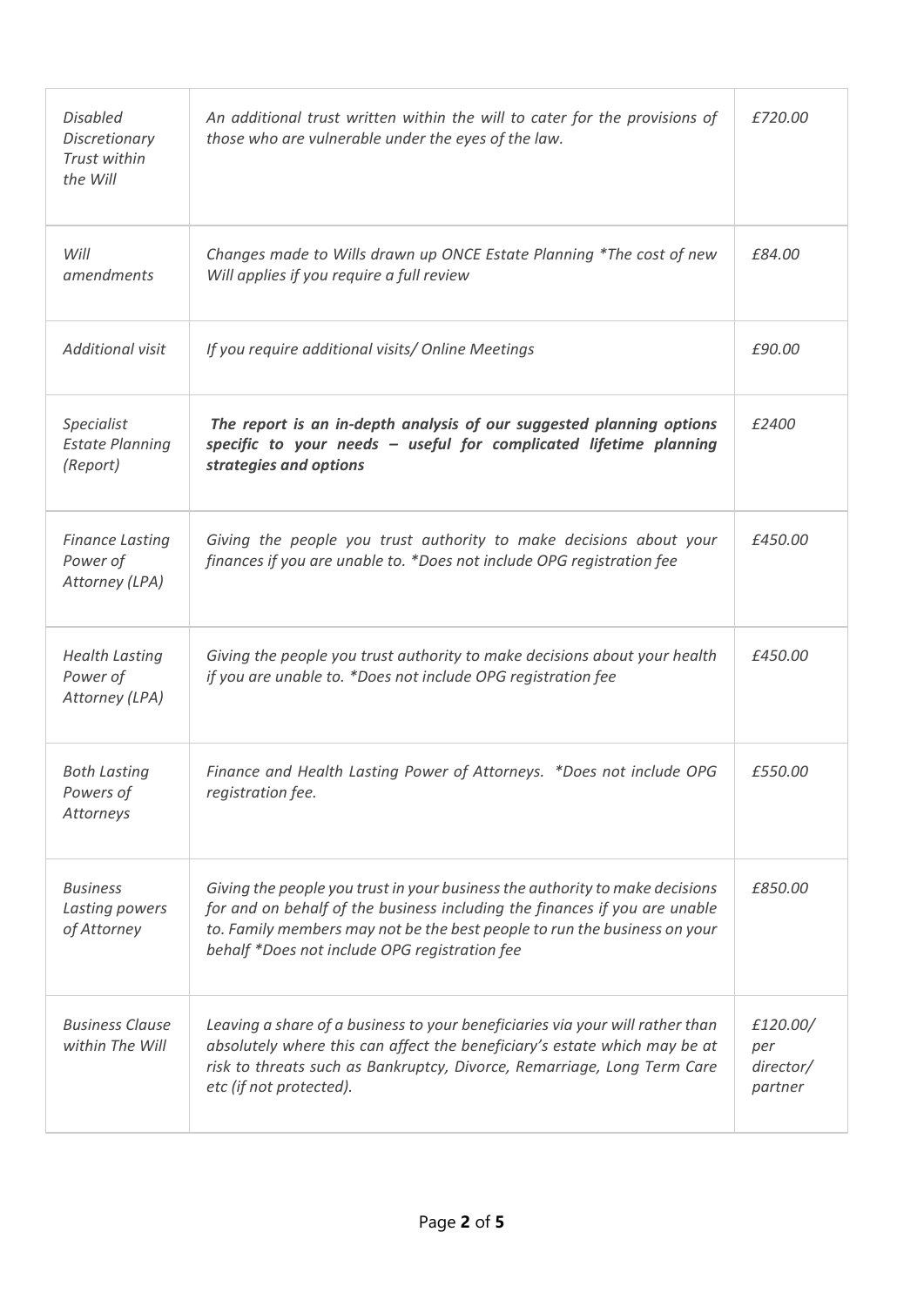| | | |
|---|---|---|
| *Disabled Discretionary Trust within the Will* | *An additional trust written within the will to cater for the provisions of those who are vulnerable under the eyes of the law.* | *£720.00* |
| *Will amendments* | *Changes made to Wills drawn up ONCE Estate Planning *The cost of new Will applies if you require a full review* | *£84.00* |
| *Additional visit* | *If you require additional visits/ Online Meetings* | *£90.00* |
| *Specialist Estate Planning (Report)* | ***The report is an in-depth analysis of our suggested planning options specific to your needs – useful for complicated lifetime planning strategies and options*** | *£2400* |
| *Finance Lasting Power of Attorney (LPA)* | *Giving the people you trust authority to make decisions about your finances if you are unable to. *Does not include OPG registration fee* | *£450.00* |
| *Health Lasting Power of Attorney (LPA)* | *Giving the people you trust authority to make decisions about your health if you are unable to. *Does not include OPG registration fee* | *£450.00* |
| *Both Lasting Powers of Attorneys* | *Finance and Health Lasting Power of Attorneys. *Does not include OPG registration fee.* | *£550.00* |
| *Business Lasting powers of Attorney* | *Giving the people you trust in your business the authority to make decisions for and on behalf of the business including the finances if you are unable to. Family members may not be the best people to run the business on your behalf *Does not include OPG registration fee* | *£850.00* |
| *Business Clause within The Will* | *Leaving a share of a business to your beneficiaries via your will rather than absolutely where this can affect the beneficiary's estate which may be at risk to threats such as Bankruptcy, Divorce, Remarriage, Long Term Care etc (if not protected).* | *£120.00/ per director/ partner* |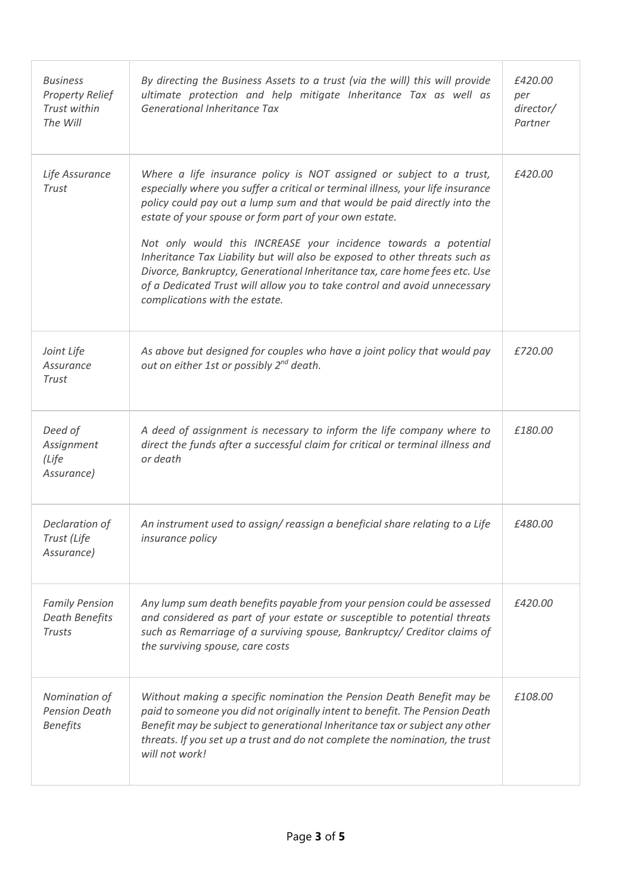| | | |
|---|---|---|
| *Business Property Relief Trust within The Will* | *By directing the Business Assets to a trust (via the will) this will provide ultimate protection and help mitigate Inheritance Tax as well as Generational Inheritance Tax* | *£420.00 per director/ Partner* |
| *Life Assurance Trust* | *Where a life insurance policy is NOT assigned or subject to a trust, especially where you suffer a critical or terminal illness, your life insurance policy could pay out a lump sum and that would be paid directly into the estate of your spouse or form part of your own estate.*<br><br>*Not only would this INCREASE your incidence towards a potential Inheritance Tax Liability but will also be exposed to other threats such as Divorce, Bankruptcy, Generational Inheritance tax, care home fees etc. Use of a Dedicated Trust will allow you to take control and avoid unnecessary complications with the estate.* | *£420.00* |
| *Joint Life Assurance Trust* | *As above but designed for couples who have a joint policy that would pay out on either 1st or possibly 2nd death.* | *£720.00* |
| *Deed of Assignment (Life Assurance)* | *A deed of assignment is necessary to inform the life company where to direct the funds after a successful claim for critical or terminal illness and or death* | *£180.00* |
| *Declaration of Trust (Life Assurance)* | *An instrument used to assign/ reassign a beneficial share relating to a Life insurance policy* | *£480.00* |
| *Family Pension Death Benefits Trusts* | *Any lump sum death benefits payable from your pension could be assessed and considered as part of your estate or susceptible to potential threats such as Remarriage of a surviving spouse, Bankruptcy/ Creditor claims of the surviving spouse, care costs* | *£420.00* |
| *Nomination of Pension Death Benefits* | *Without making a specific nomination the Pension Death Benefit may be paid to someone you did not originally intent to benefit. The Pension Death Benefit may be subject to generational Inheritance tax or subject any other threats. If you set up a trust and do not complete the nomination, the trust will not work!* | *£108.00* |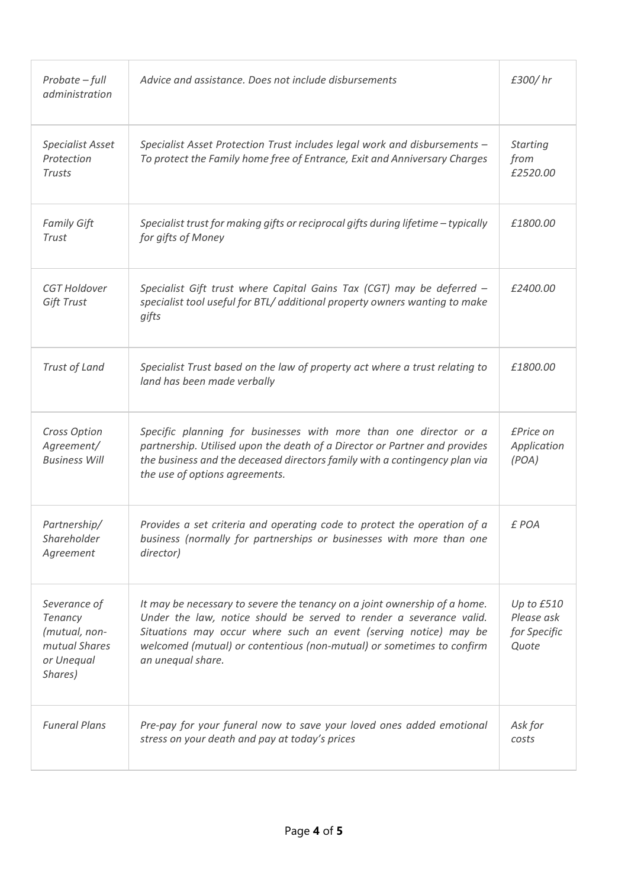| *Probate – full administration* | *Advice and assistance. Does not include disbursements* | *£300/ hr* |
|---|---|---|
| *Specialist Asset Protection Trusts* | *Specialist Asset Protection Trust includes legal work and disbursements – To protect the Family home free of Entrance, Exit and Anniversary Charges* | *Starting from £2520.00* |
| *Family Gift Trust* | *Specialist trust for making gifts or reciprocal gifts during lifetime – typically for gifts of Money* | *£1800.00* |
| *CGT Holdover Gift Trust* | *Specialist Gift trust where Capital Gains Tax (CGT) may be deferred – specialist tool useful for BTL/ additional property owners wanting to make gifts* | *£2400.00* |
| *Trust of Land* | *Specialist Trust based on the law of property act where a trust relating to land has been made verbally* | *£1800.00* |
| *Cross Option Agreement/ Business Will* | *Specific planning for businesses with more than one director or a partnership. Utilised upon the death of a Director or Partner and provides the business and the deceased directors family with a contingency plan via the use of options agreements.* | *£Price on Application (POA)* |
| *Partnership/ Shareholder Agreement* | *Provides a set criteria and operating code to protect the operation of a business (normally for partnerships or businesses with more than one director)* | *£ POA* |
| *Severance of Tenancy (mutual, non-mutual Shares or Unequal Shares)* | *It may be necessary to severe the tenancy on a joint ownership of a home. Under the law, notice should be served to render a severance valid. Situations may occur where such an event (serving notice) may be welcomed (mutual) or contentious (non-mutual) or sometimes to confirm an unequal share.* | *Up to £510 Please ask for Specific Quote* |
| *Funeral Plans* | *Pre-pay for your funeral now to save your loved ones added emotional stress on your death and pay at today's prices* | *Ask for costs* |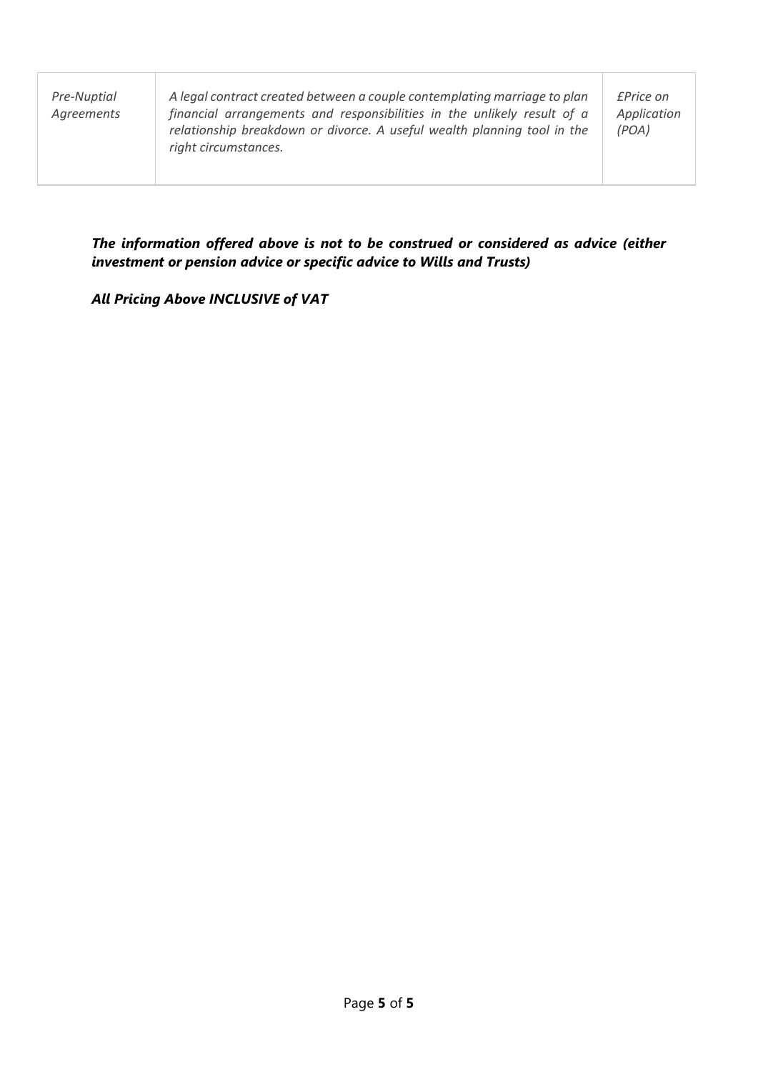| | | |
|---|---|---|
| *Pre-Nuptial Agreements* | *A legal contract created between a couple contemplating marriage to plan financial arrangements and responsibilities in the unlikely result of a relationship breakdown or divorce. A useful wealth planning tool in the right circumstances.* | *£Price on Application (POA)* |

***The information offered above is not to be construed or considered as advice (either investment or pension advice or specific advice to Wills and Trusts)***

***All Pricing Above INCLUSIVE of VAT***